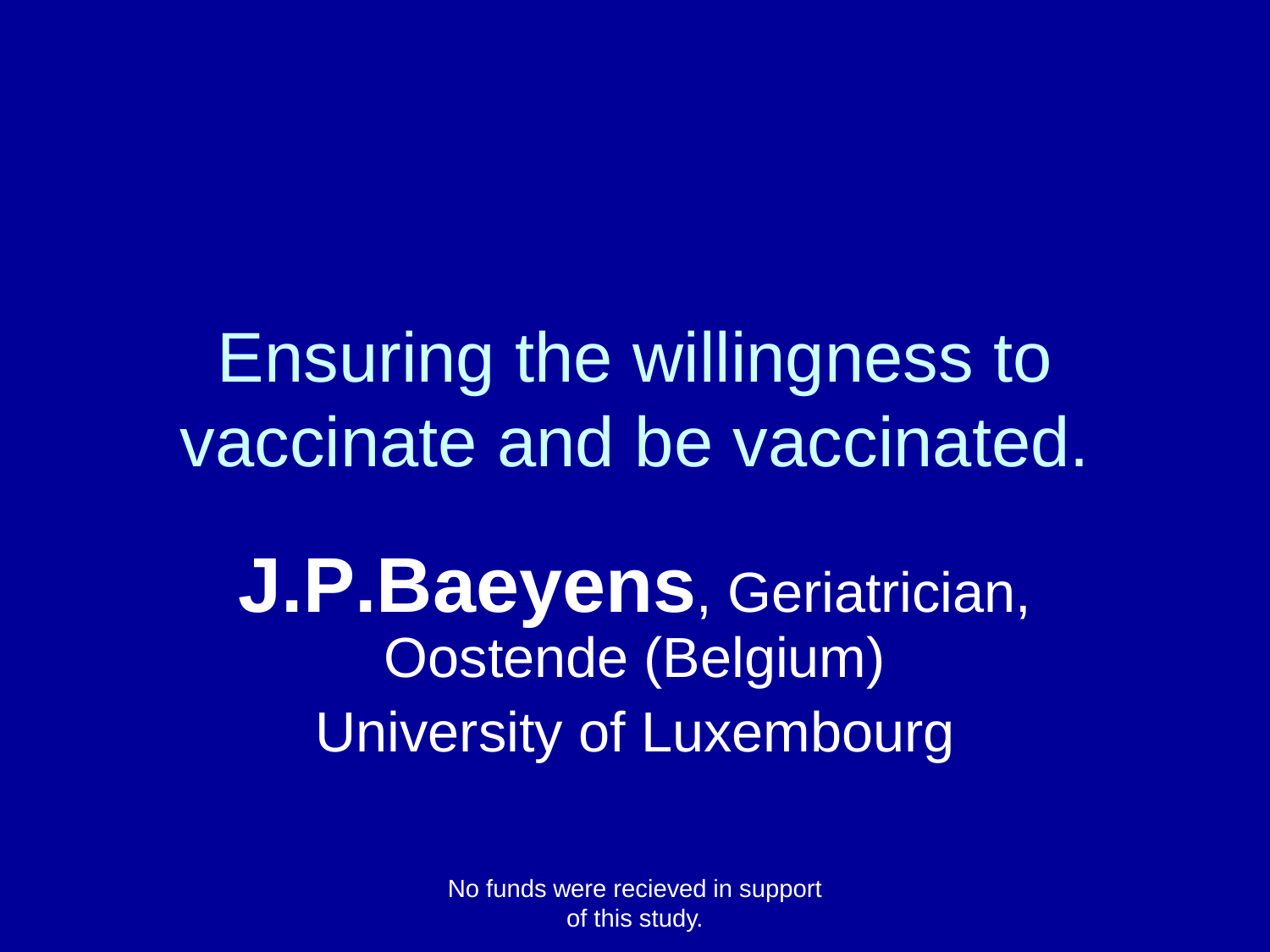# Ensuring the willingness to vaccinate and be vaccinated.

**J.P.Baeyens**, Geriatrician,
Oostende (Belgium)
University of Luxembourg

No funds were recieved in support of this study.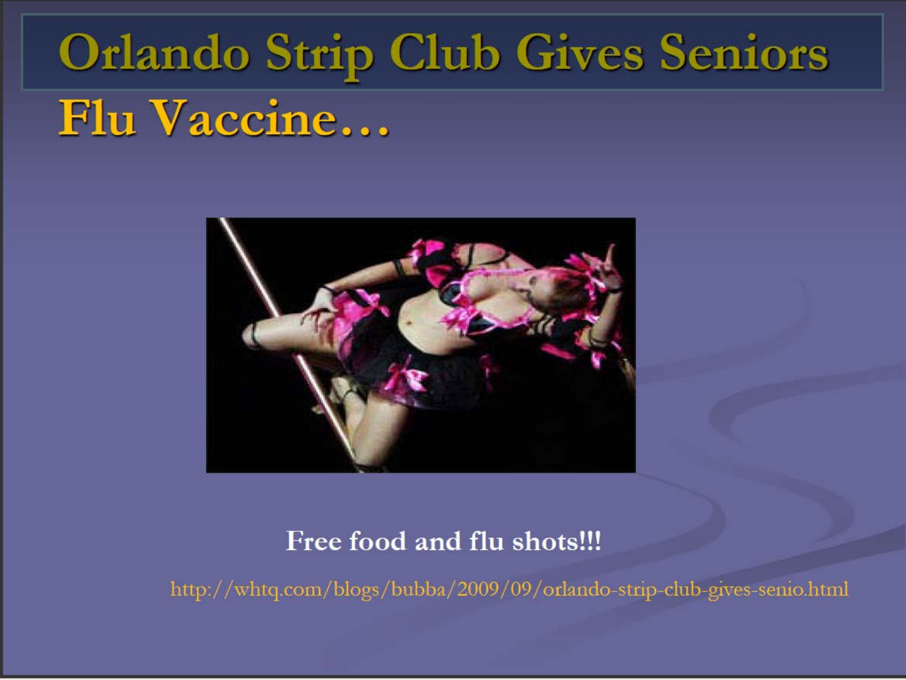# Orlando Strip Club Gives Seniors Flu Vaccine…

Free food and flu shots!!!

http://whtq.com/blogs/bubba/2009/09/orlando-strip-club-gives-senio.html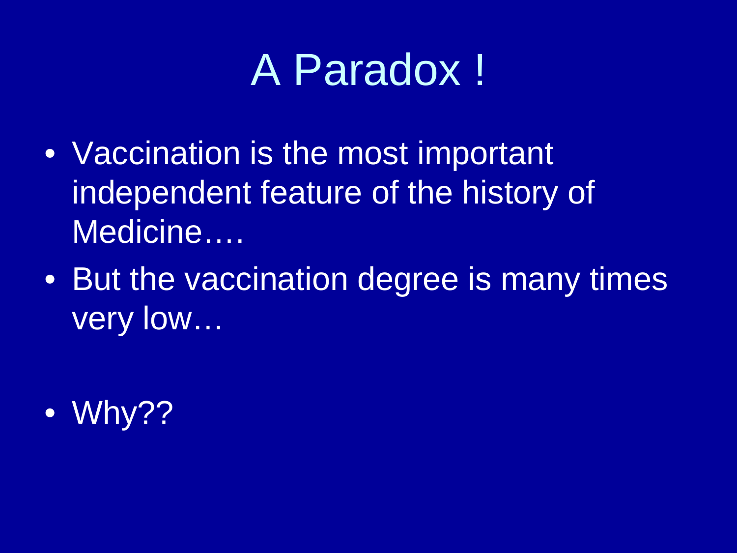# A Paradox !

- Vaccination is the most important independent feature of the history of Medicine….
- But the vaccination degree is many times very low…
- Why??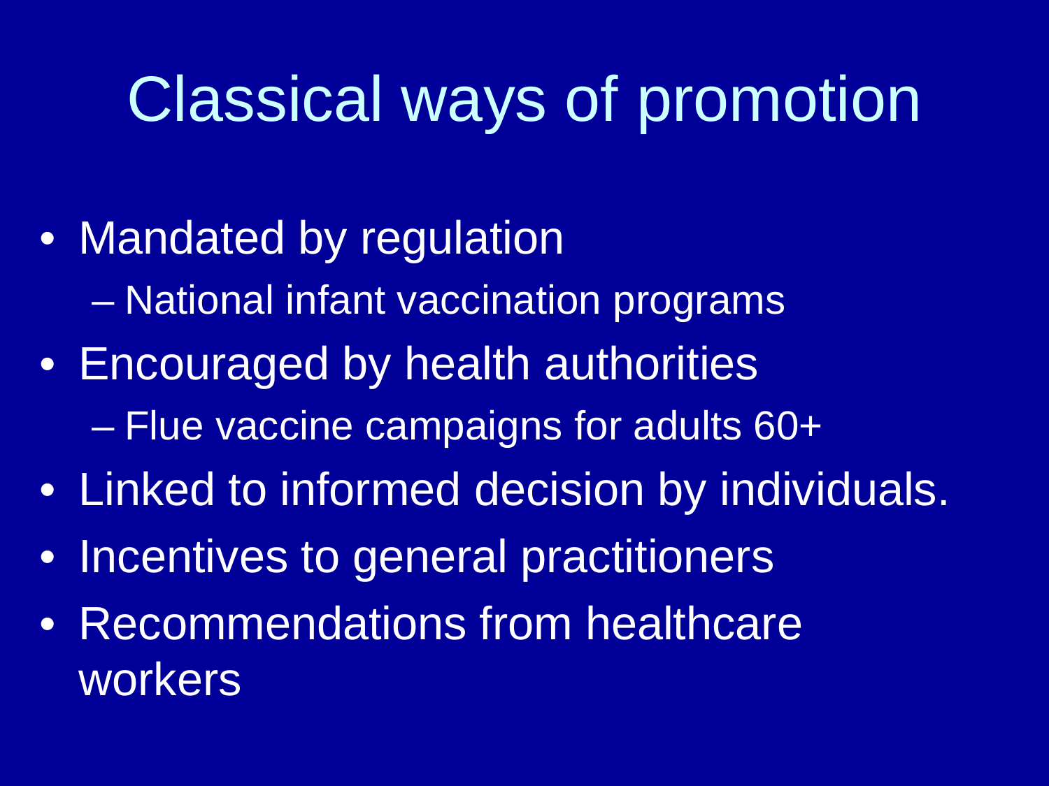# Classical ways of promotion

- Mandated by regulation
  - National infant vaccination programs
- Encouraged by health authorities
  - Flue vaccine campaigns for adults 60+
- Linked to informed decision by individuals.
- Incentives to general practitioners
- Recommendations from healthcare workers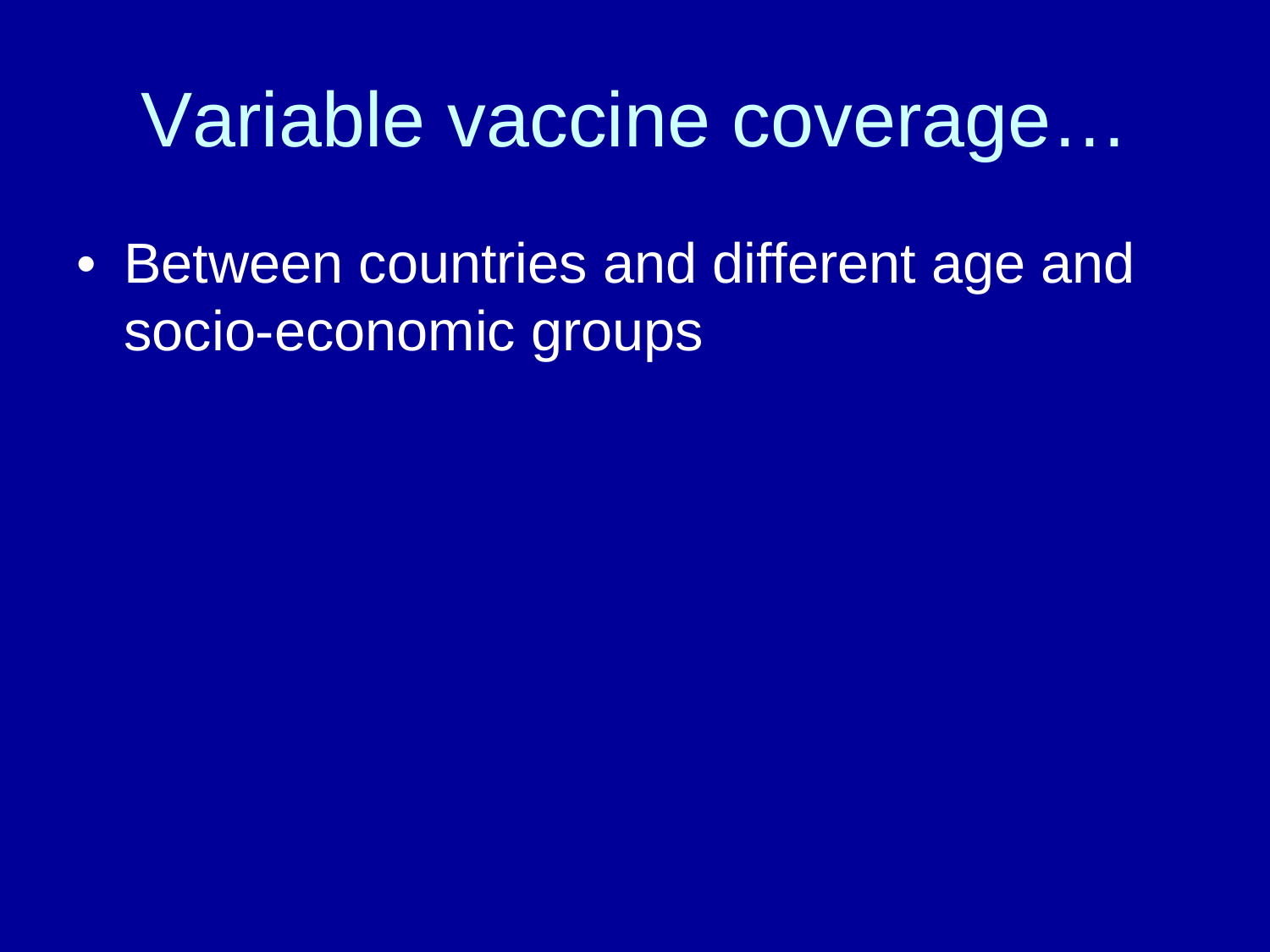# Variable vaccine coverage…

- Between countries and different age and socio-economic groups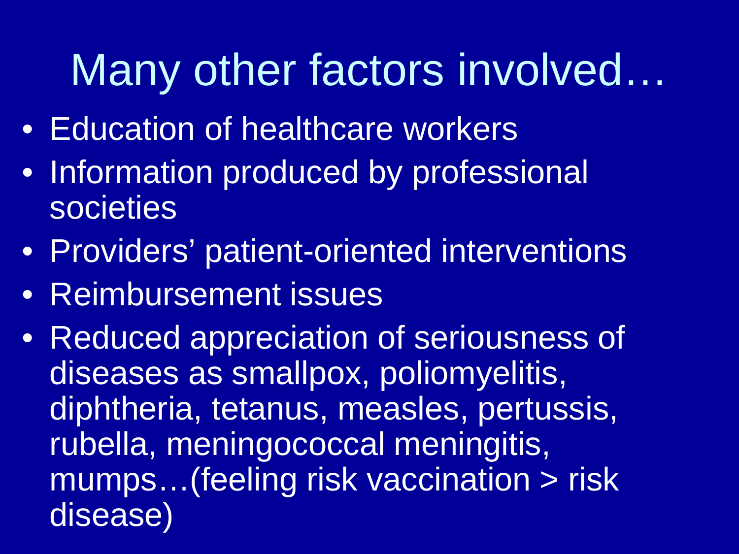# Many other factors involved…

- Education of healthcare workers
- Information produced by professional societies
- Providers' patient-oriented interventions
- Reimbursement issues
- Reduced appreciation of seriousness of diseases as smallpox, poliomyelitis, diphtheria, tetanus, measles, pertussis, rubella, meningococcal meningitis, mumps…(feeling risk vaccination > risk disease)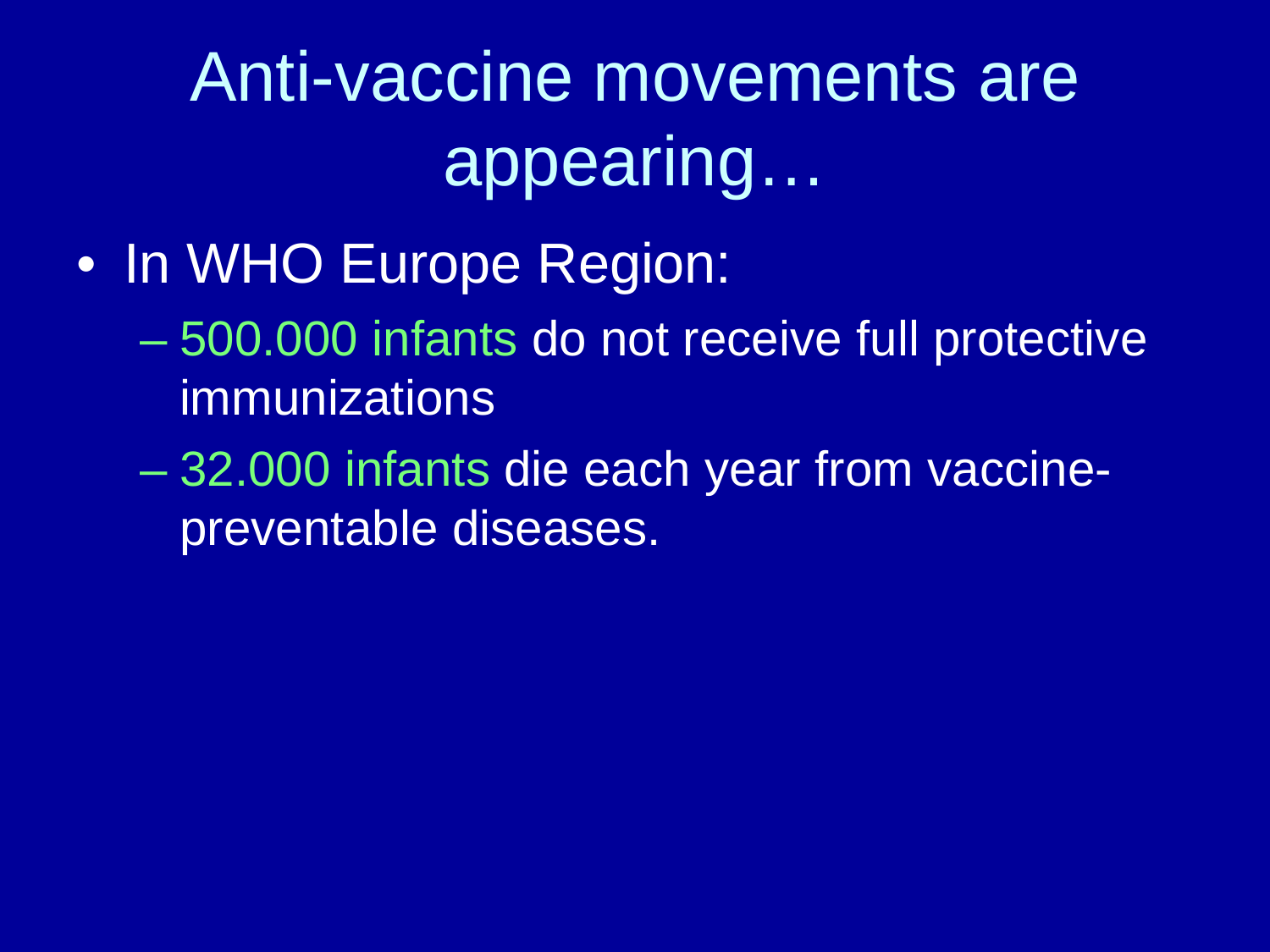# Anti-vaccine movements are appearing…

- In WHO Europe Region:
  - 500.000 infants do not receive full protective immunizations
  - 32.000 infants die each year from vaccine-preventable diseases.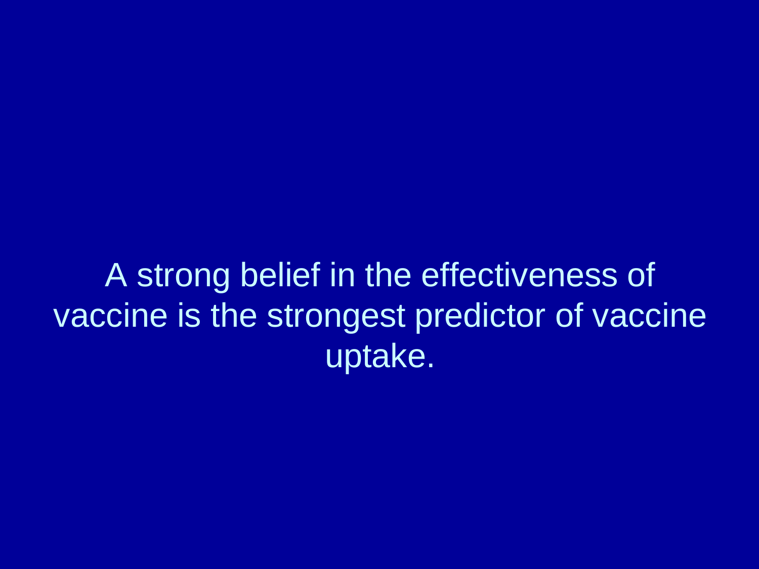A strong belief in the effectiveness of vaccine is the strongest predictor of vaccine uptake.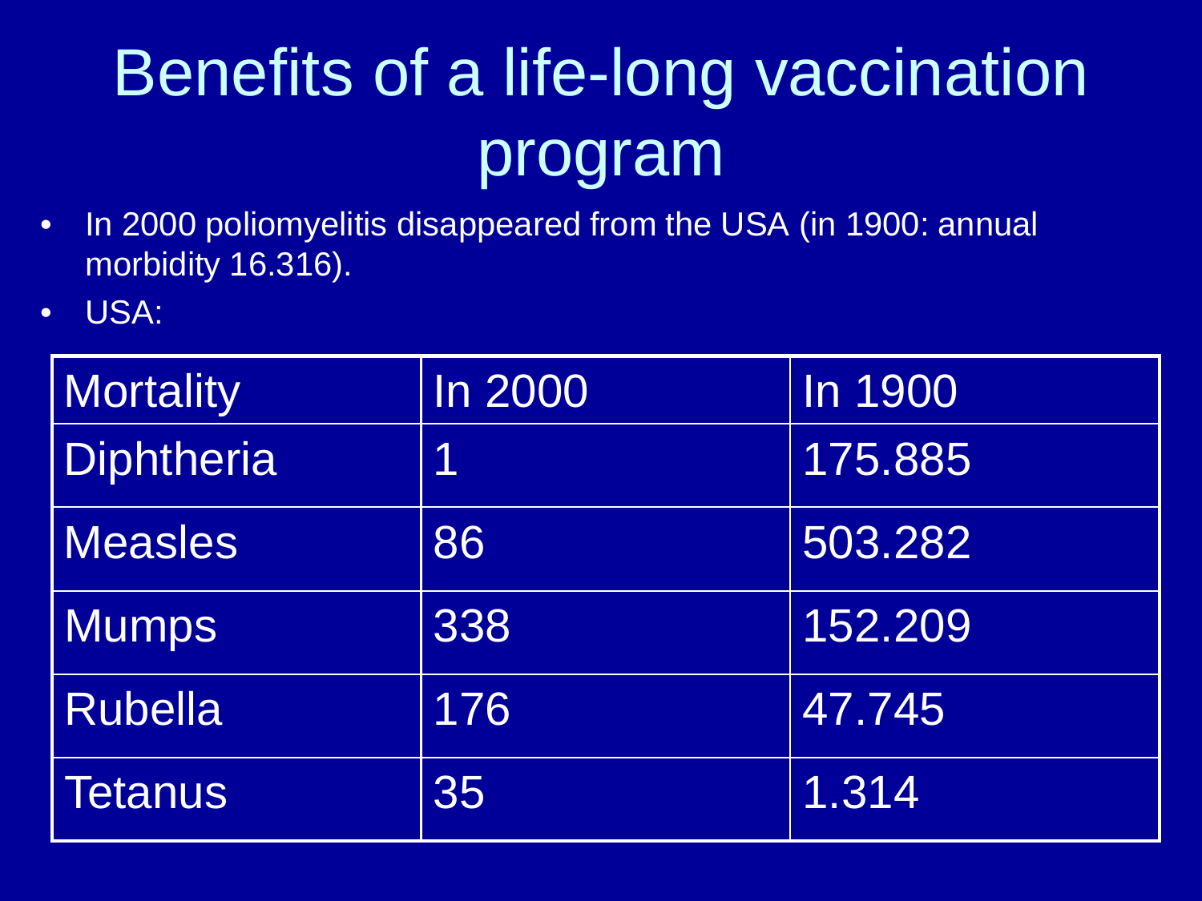# Benefits of a life-long vaccination program

- In 2000 poliomyelitis disappeared from the USA (in 1900: annual morbidity 16.316).
- USA:

| Mortality | In 2000 | In 1900 |
|---|---|---|
| Diphtheria | 1 | 175.885 |
| Measles | 86 | 503.282 |
| Mumps | 338 | 152.209 |
| Rubella | 176 | 47.745 |
| Tetanus | 35 | 1.314 |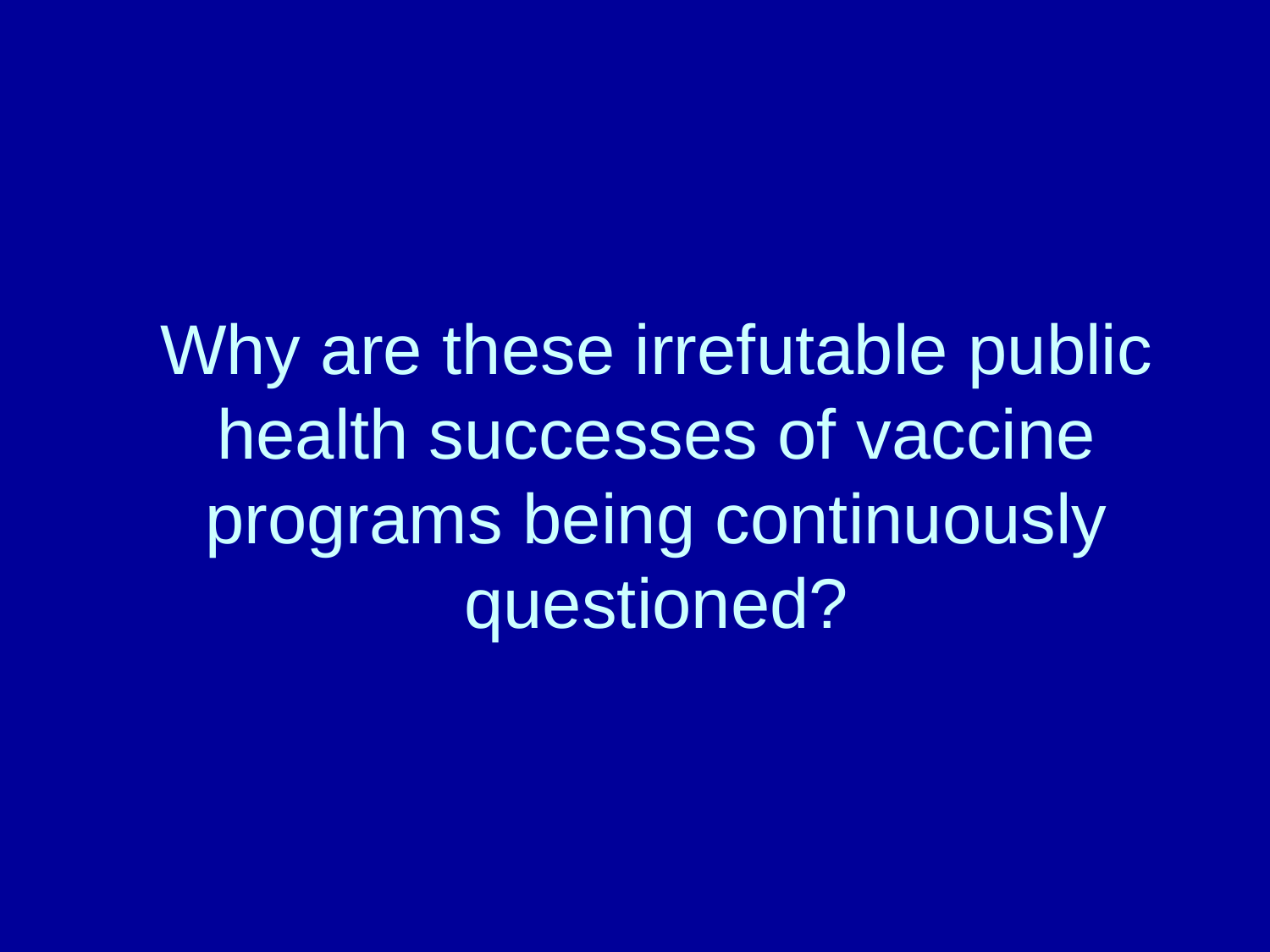Why are these irrefutable public health successes of vaccine programs being continuously questioned?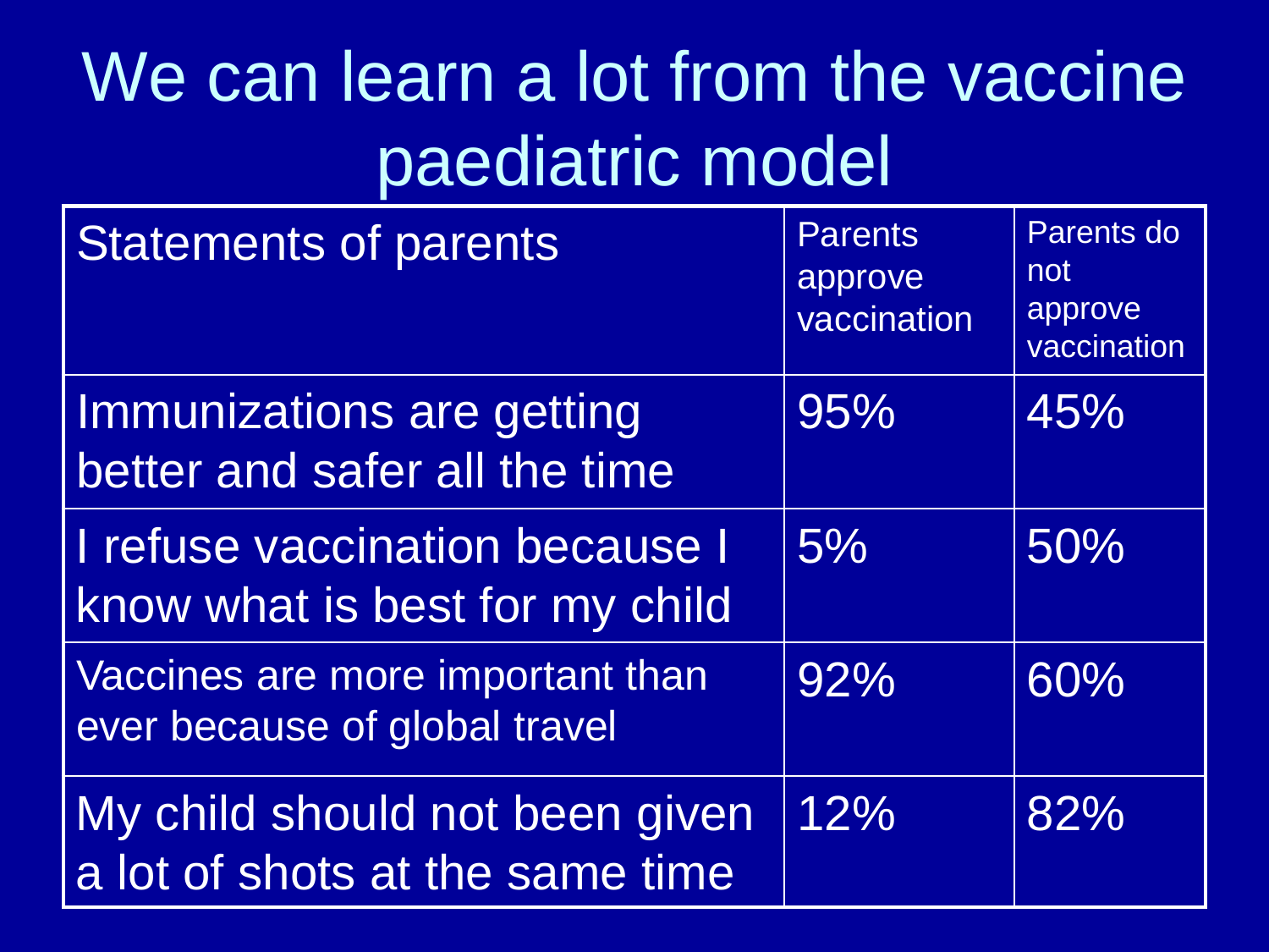# We can learn a lot from the vaccine paediatric model

| Statements of parents | Parents approve vaccination | Parents do not approve vaccination |
|---|---|---|
| Immunizations are getting better and safer all the time | 95% | 45% |
| I refuse vaccination because I know what is best for my child | 5% | 50% |
| Vaccines are more important than ever because of global travel | 92% | 60% |
| My child should not been given a lot of shots at the same time | 12% | 82% |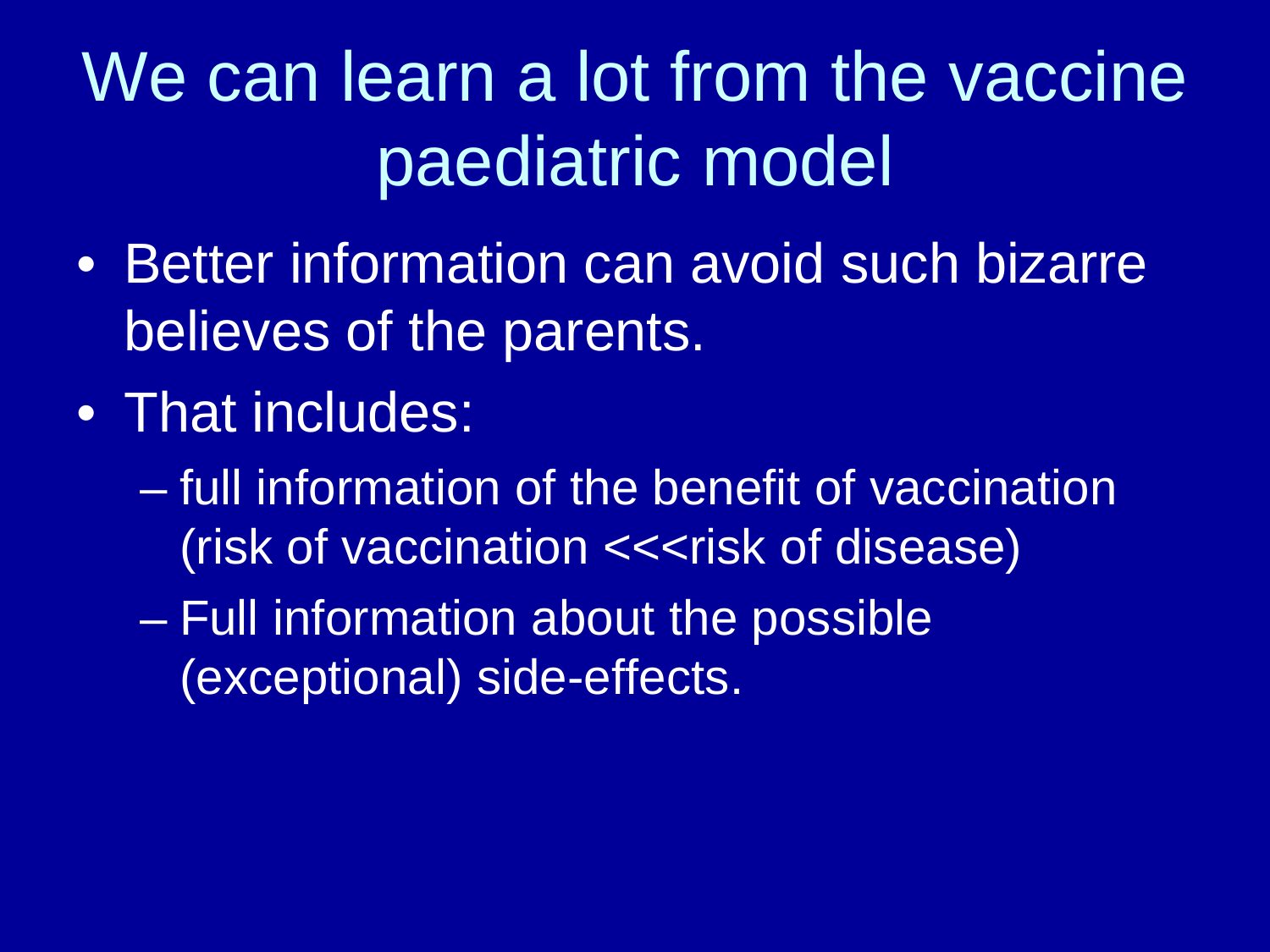# We can learn a lot from the vaccine paediatric model

- Better information can avoid such bizarre believes of the parents.
- That includes:
  - full information of the benefit of vaccination (risk of vaccination <<<risk of disease)
  - Full information about the possible (exceptional) side-effects.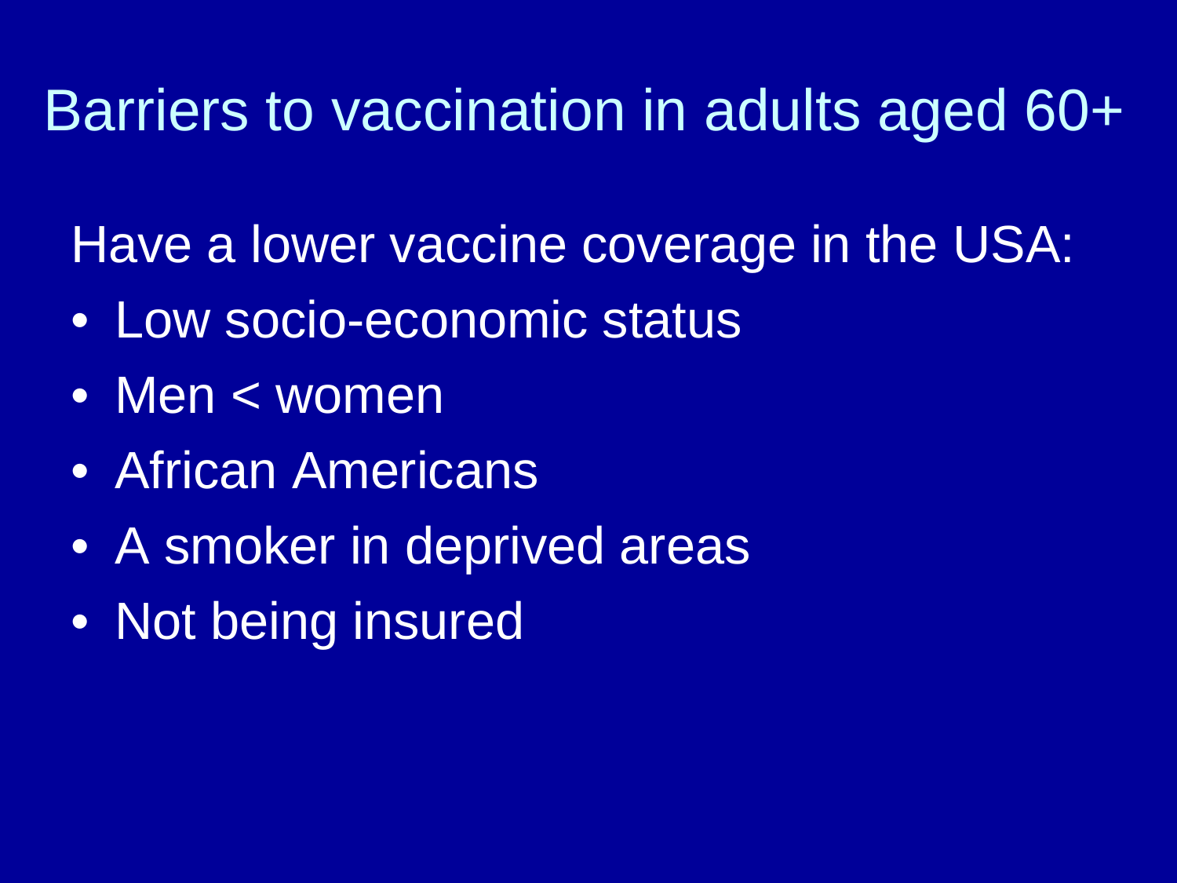# Barriers to vaccination in adults aged 60+

Have a lower vaccine coverage in the USA:

- Low socio-economic status
- Men < women
- African Americans
- A smoker in deprived areas
- Not being insured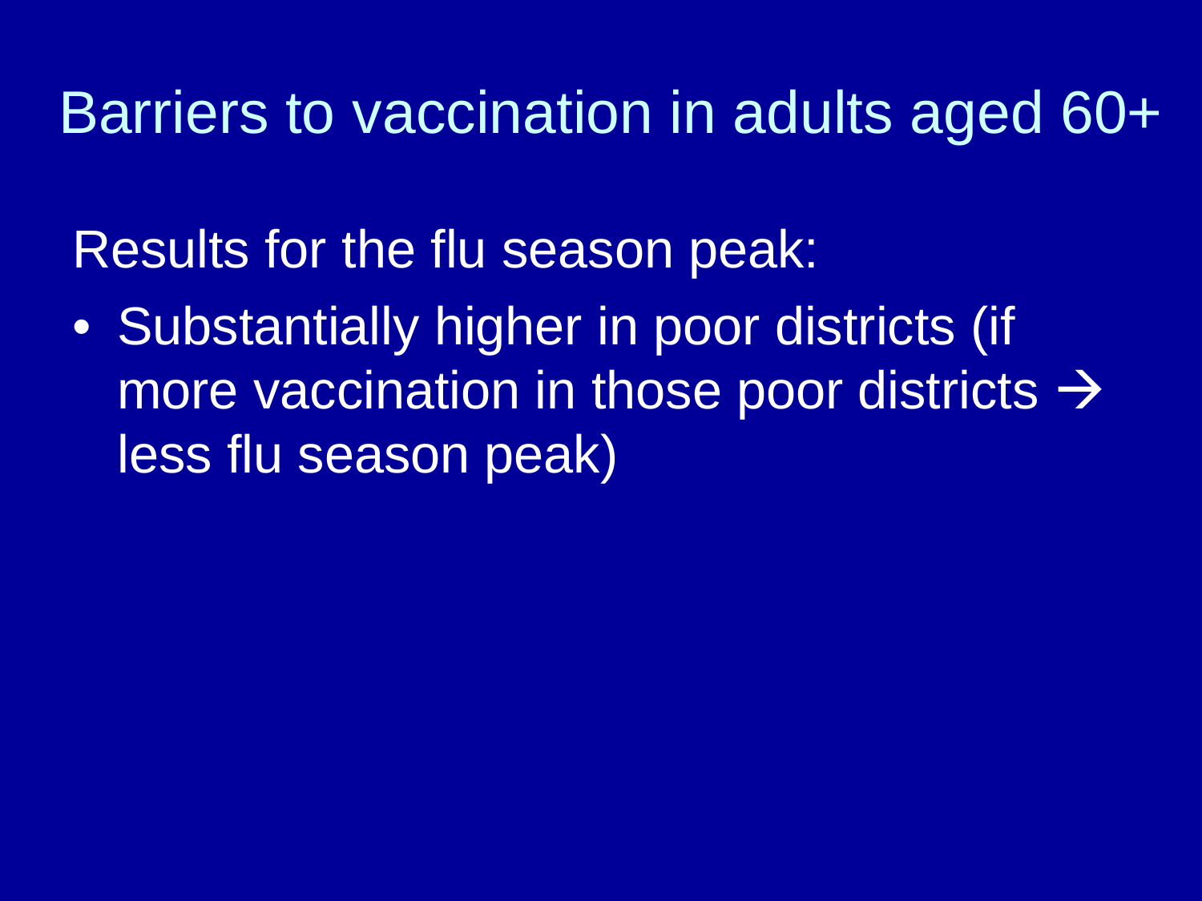# Barriers to vaccination in adults aged 60+

Results for the flu season peak:

- Substantially higher in poor districts (if more vaccination in those poor districts → less flu season peak)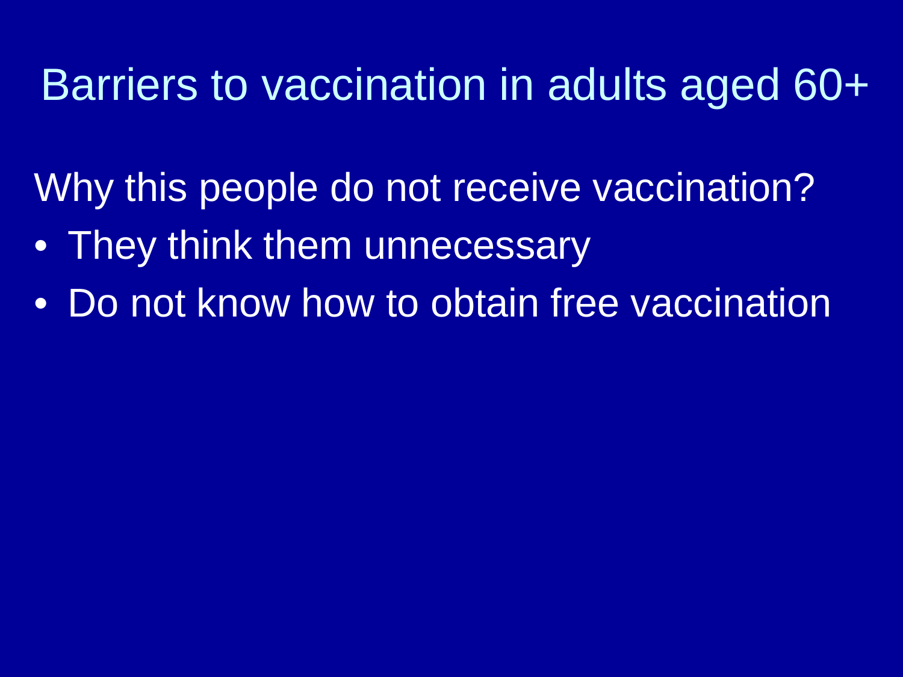# Barriers to vaccination in adults aged 60+

Why this people do not receive vaccination?

- They think them unnecessary
- Do not know how to obtain free vaccination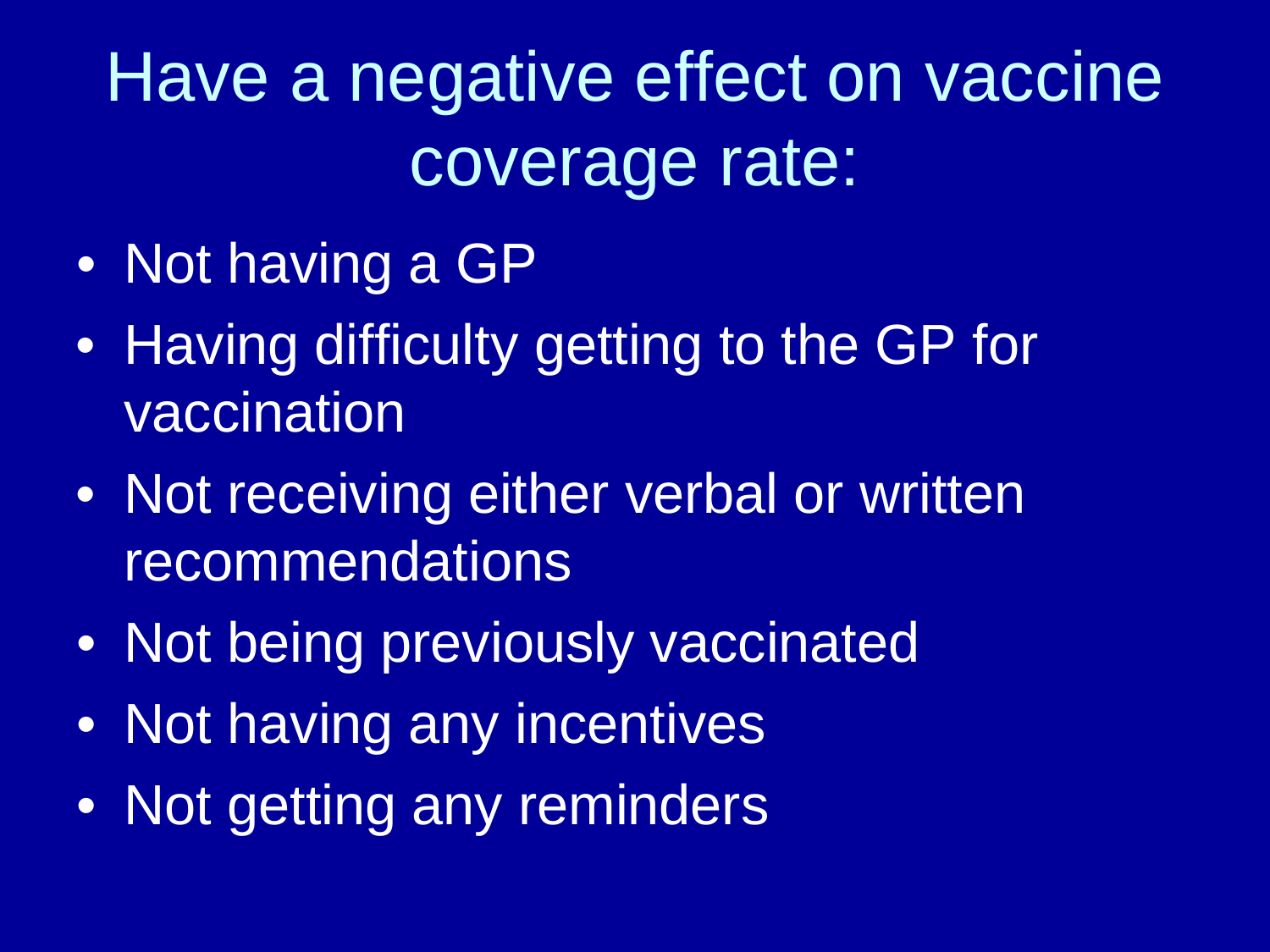# Have a negative effect on vaccine coverage rate:

- Not having a GP
- Having difficulty getting to the GP for vaccination
- Not receiving either verbal or written recommendations
- Not being previously vaccinated
- Not having any incentives
- Not getting any reminders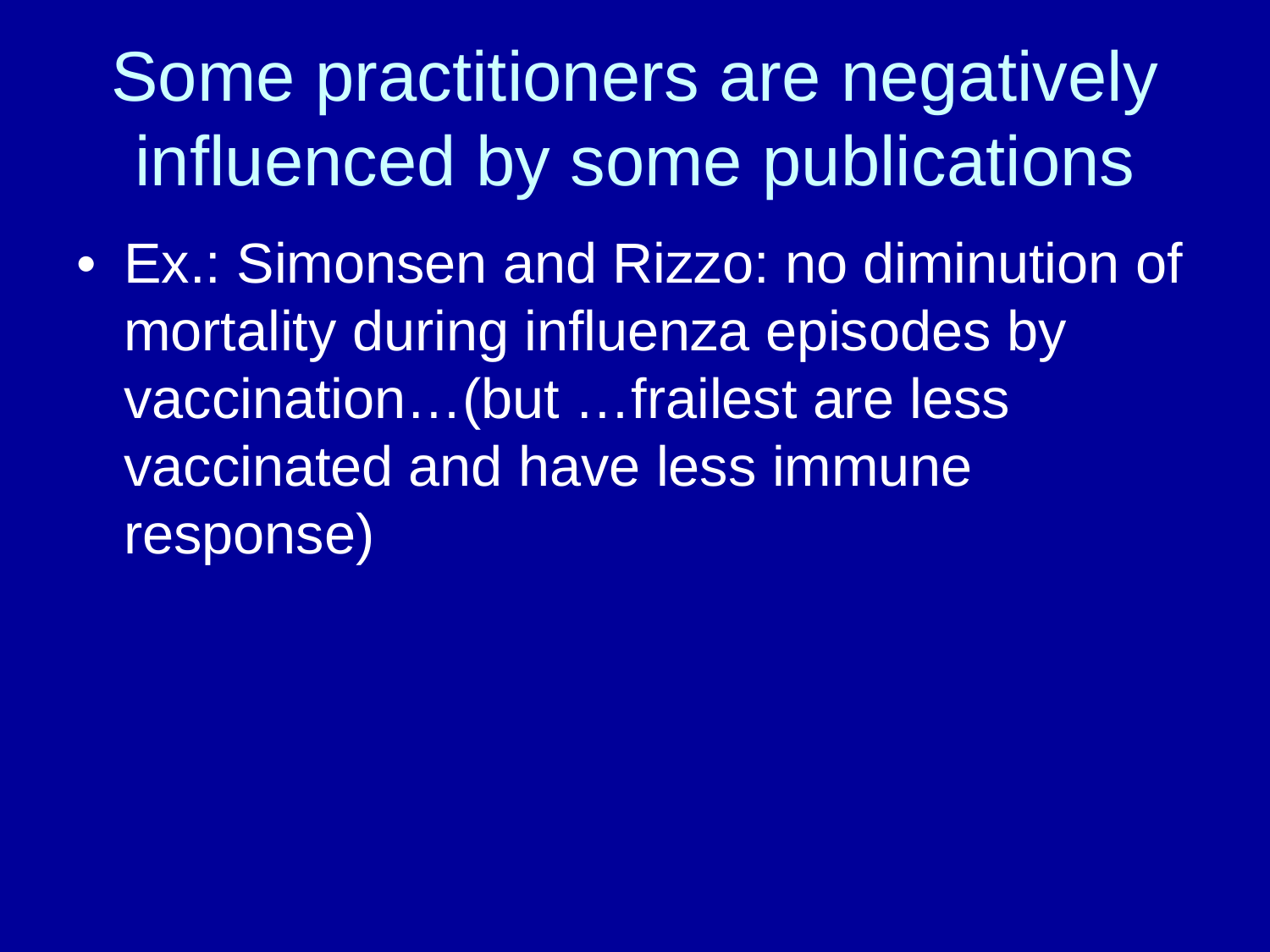# Some practitioners are negatively influenced by some publications

- Ex.: Simonsen and Rizzo: no diminution of mortality during influenza episodes by vaccination…(but …frailest are less vaccinated and have less immune response)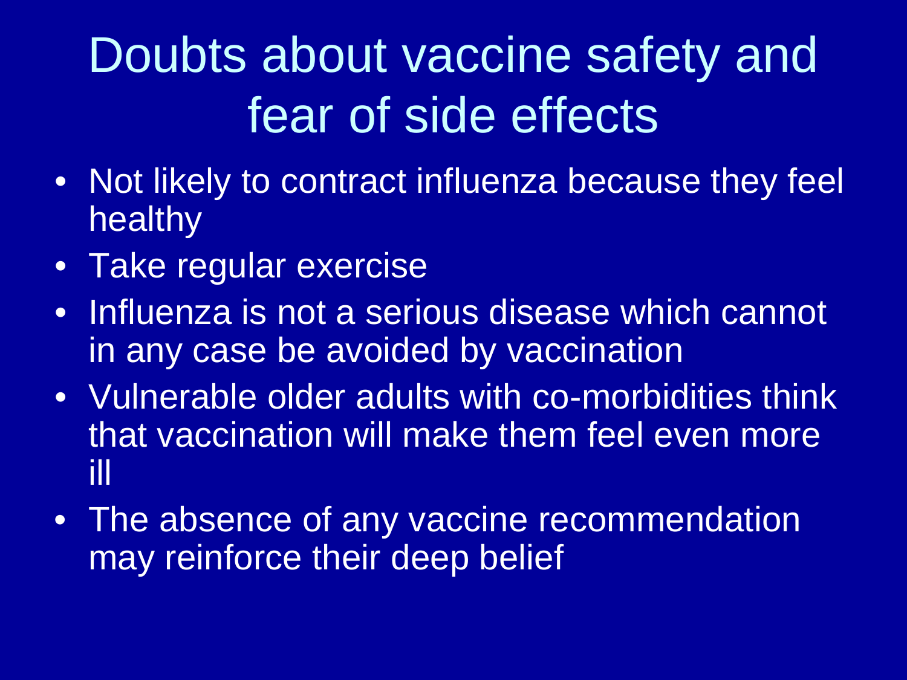# Doubts about vaccine safety and fear of side effects

- Not likely to contract influenza because they feel healthy
- Take regular exercise
- Influenza is not a serious disease which cannot in any case be avoided by vaccination
- Vulnerable older adults with co-morbidities think that vaccination will make them feel even more ill
- The absence of any vaccine recommendation may reinforce their deep belief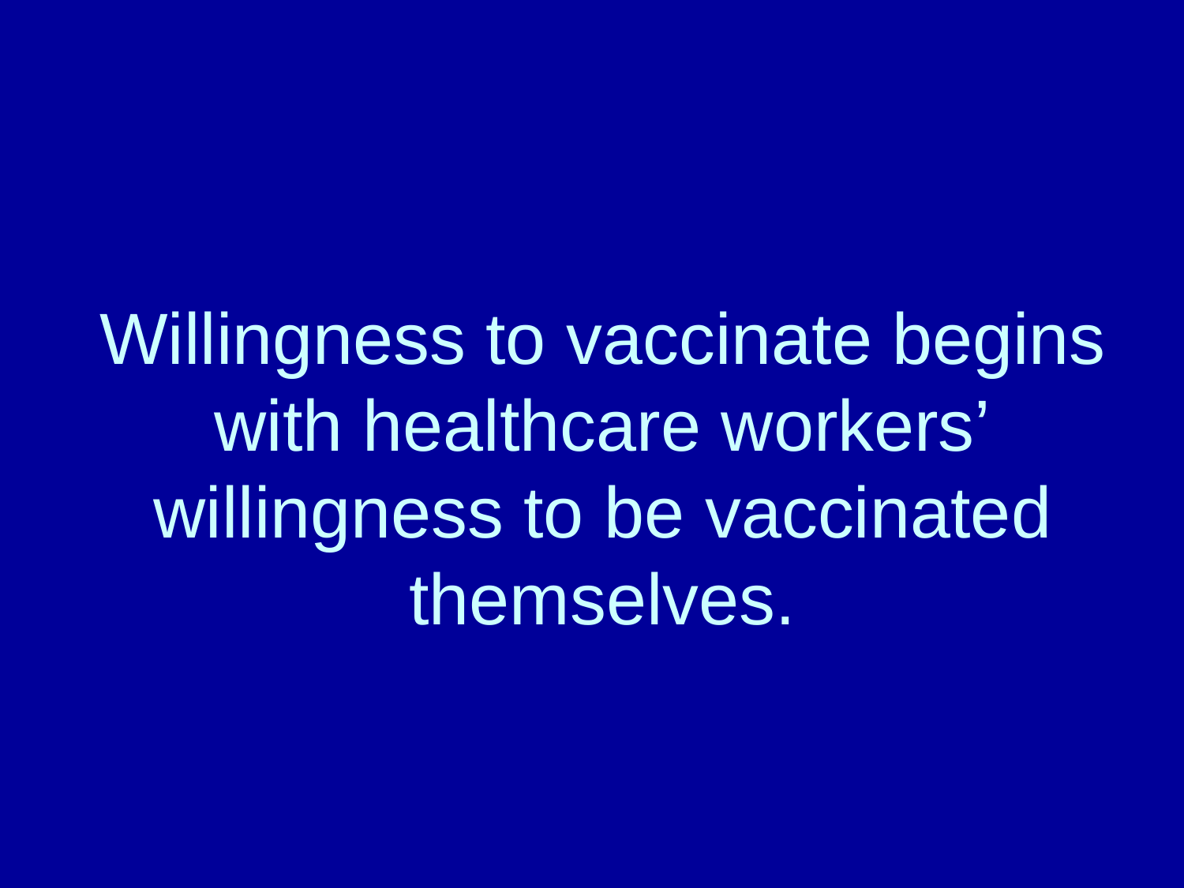Willingness to vaccinate begins with healthcare workers' willingness to be vaccinated themselves.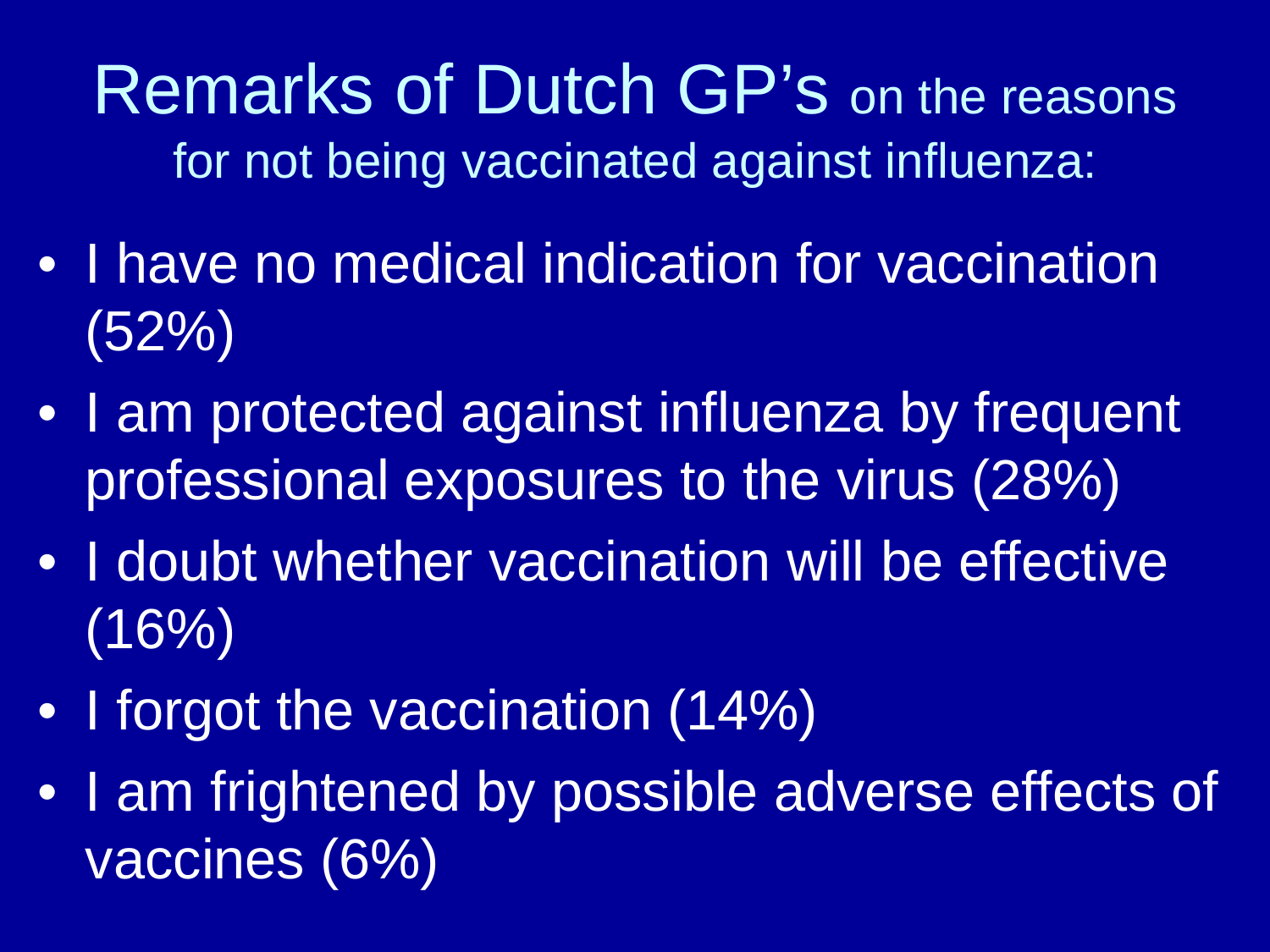# Remarks of Dutch GP's on the reasons for not being vaccinated against influenza:

- I have no medical indication for vaccination (52%)
- I am protected against influenza by frequent professional exposures to the virus (28%)
- I doubt whether vaccination will be effective (16%)
- I forgot the vaccination (14%)
- I am frightened by possible adverse effects of vaccines (6%)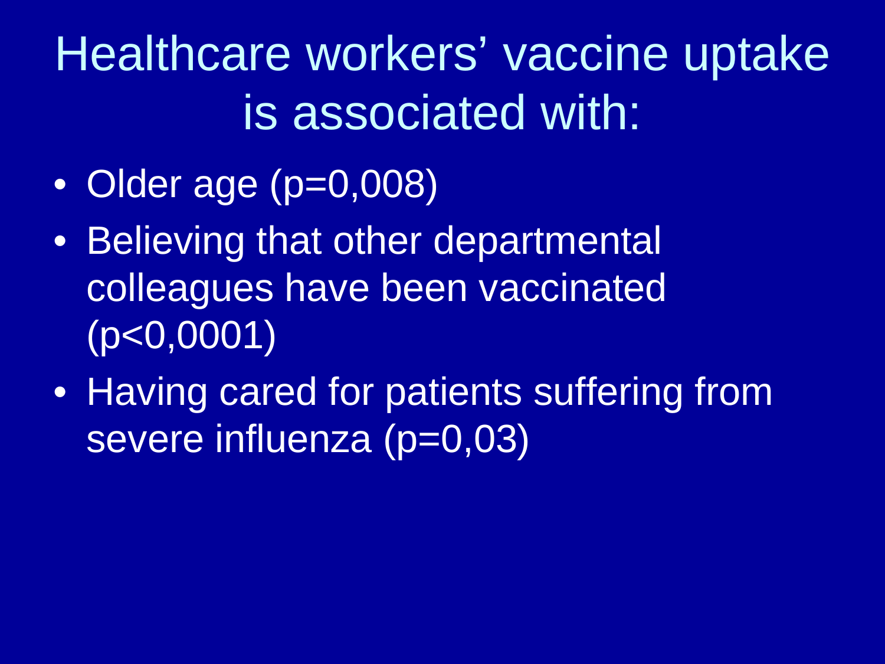# Healthcare workers' vaccine uptake is associated with:

- Older age ($p=0,008$)
- Believing that other departmental colleagues have been vaccinated ($p<0,0001$)
- Having cared for patients suffering from severe influenza ($p=0,03$)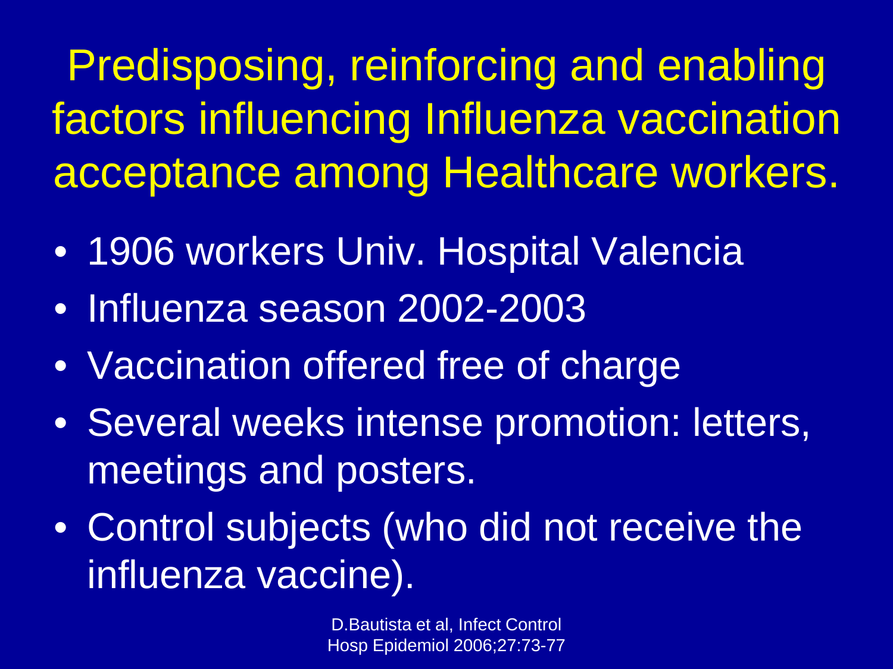# Predisposing, reinforcing and enabling factors influencing Influenza vaccination acceptance among Healthcare workers.

- 1906 workers Univ. Hospital Valencia
- Influenza season 2002-2003
- Vaccination offered free of charge
- Several weeks intense promotion: letters, meetings and posters.
- Control subjects (who did not receive the influenza vaccine).

D.Bautista et al, Infect Control Hosp Epidemiol 2006;27:73-77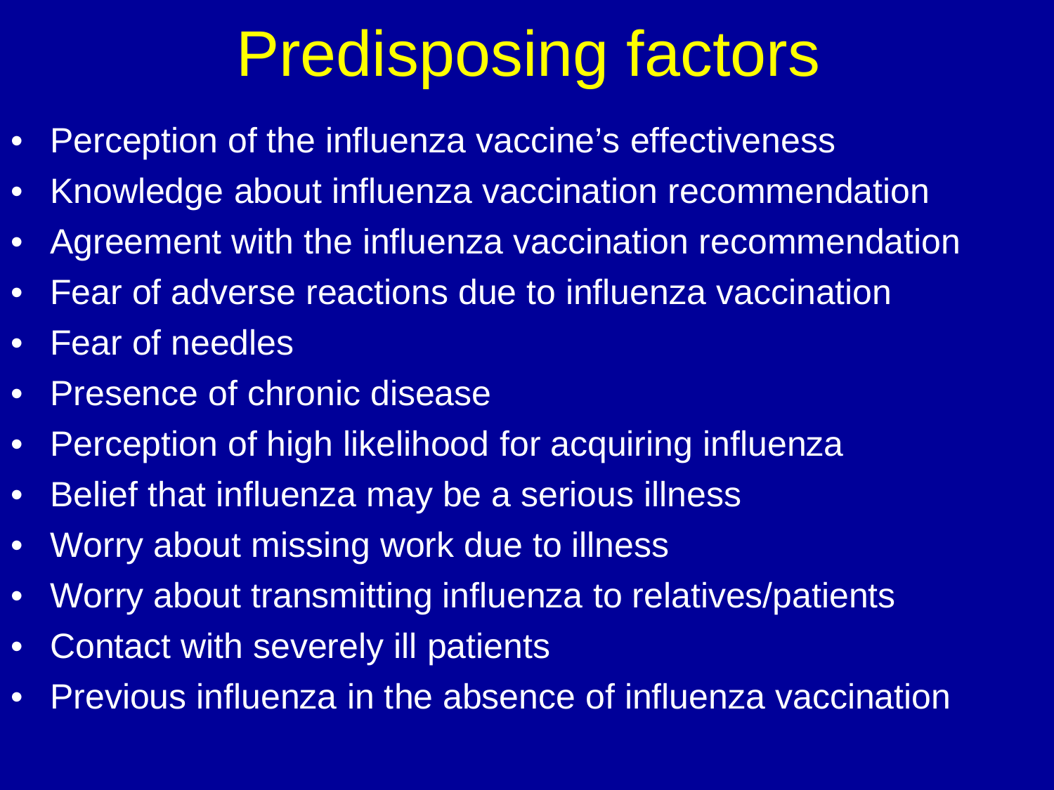# Predisposing factors

- Perception of the influenza vaccine's effectiveness
- Knowledge about influenza vaccination recommendation
- Agreement with the influenza vaccination recommendation
- Fear of adverse reactions due to influenza vaccination
- Fear of needles
- Presence of chronic disease
- Perception of high likelihood for acquiring influenza
- Belief that influenza may be a serious illness
- Worry about missing work due to illness
- Worry about transmitting influenza to relatives/patients
- Contact with severely ill patients
- Previous influenza in the absence of influenza vaccination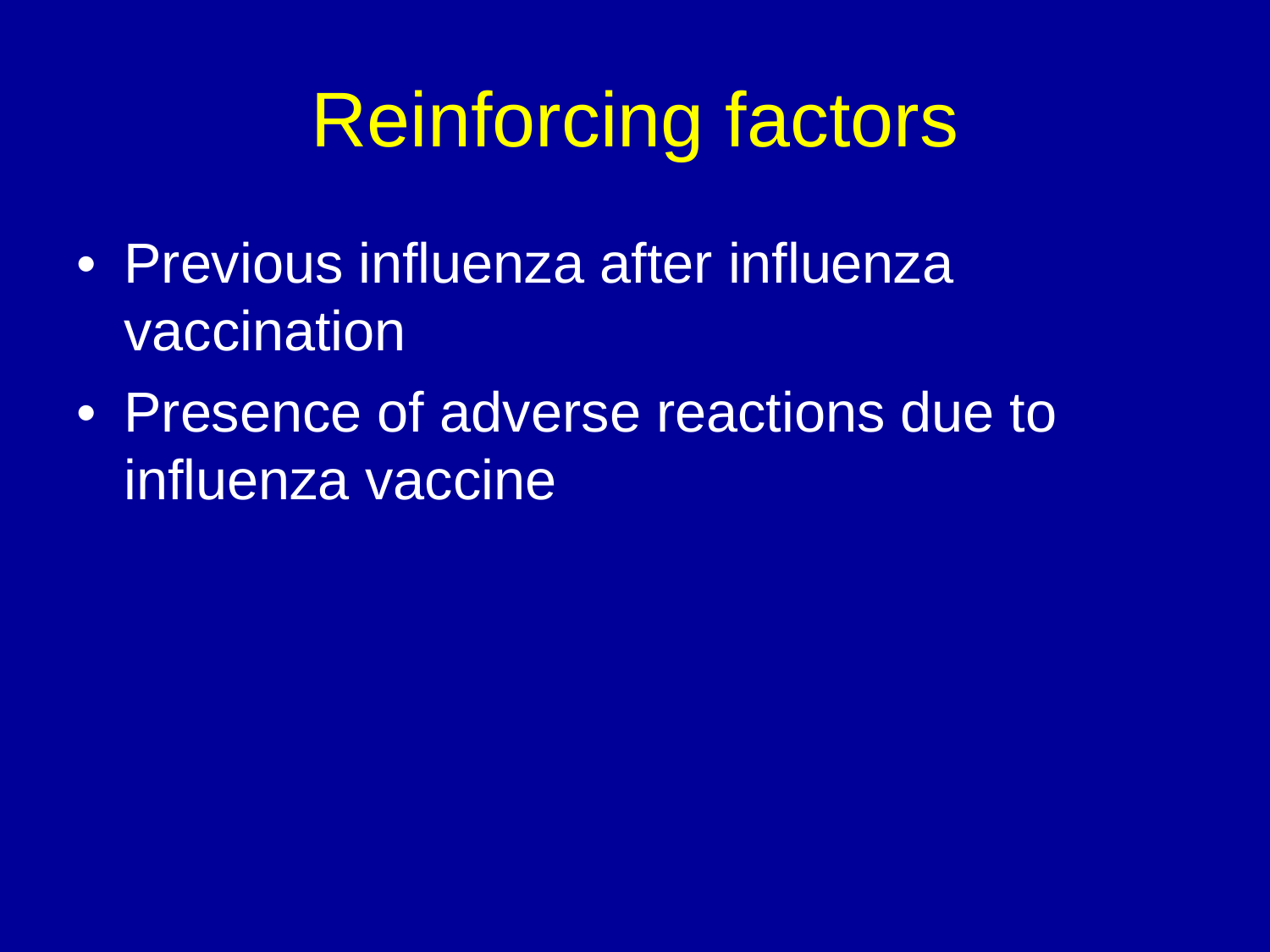# Reinforcing factors

- Previous influenza after influenza vaccination
- Presence of adverse reactions due to influenza vaccine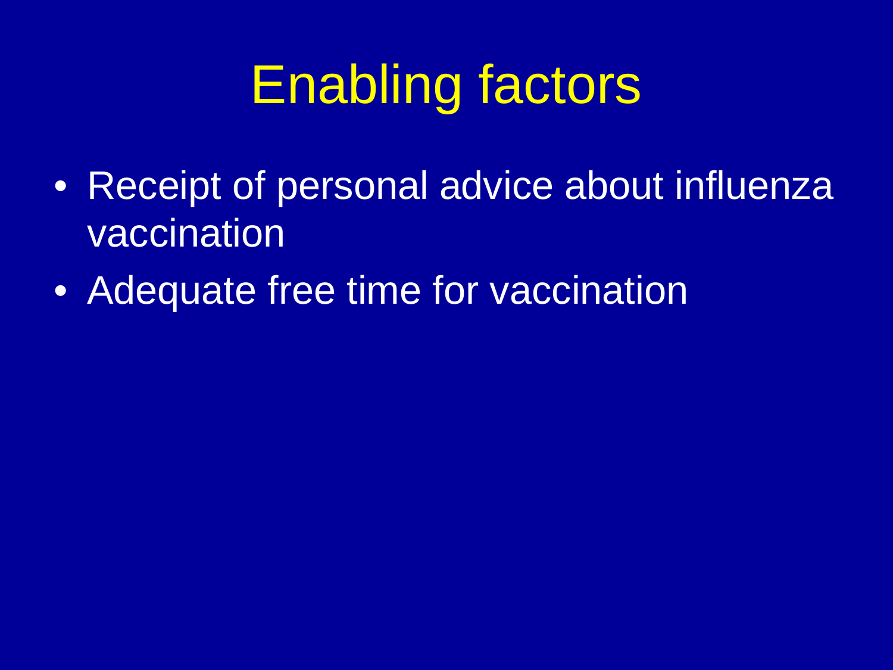# Enabling factors

- Receipt of personal advice about influenza vaccination
- Adequate free time for vaccination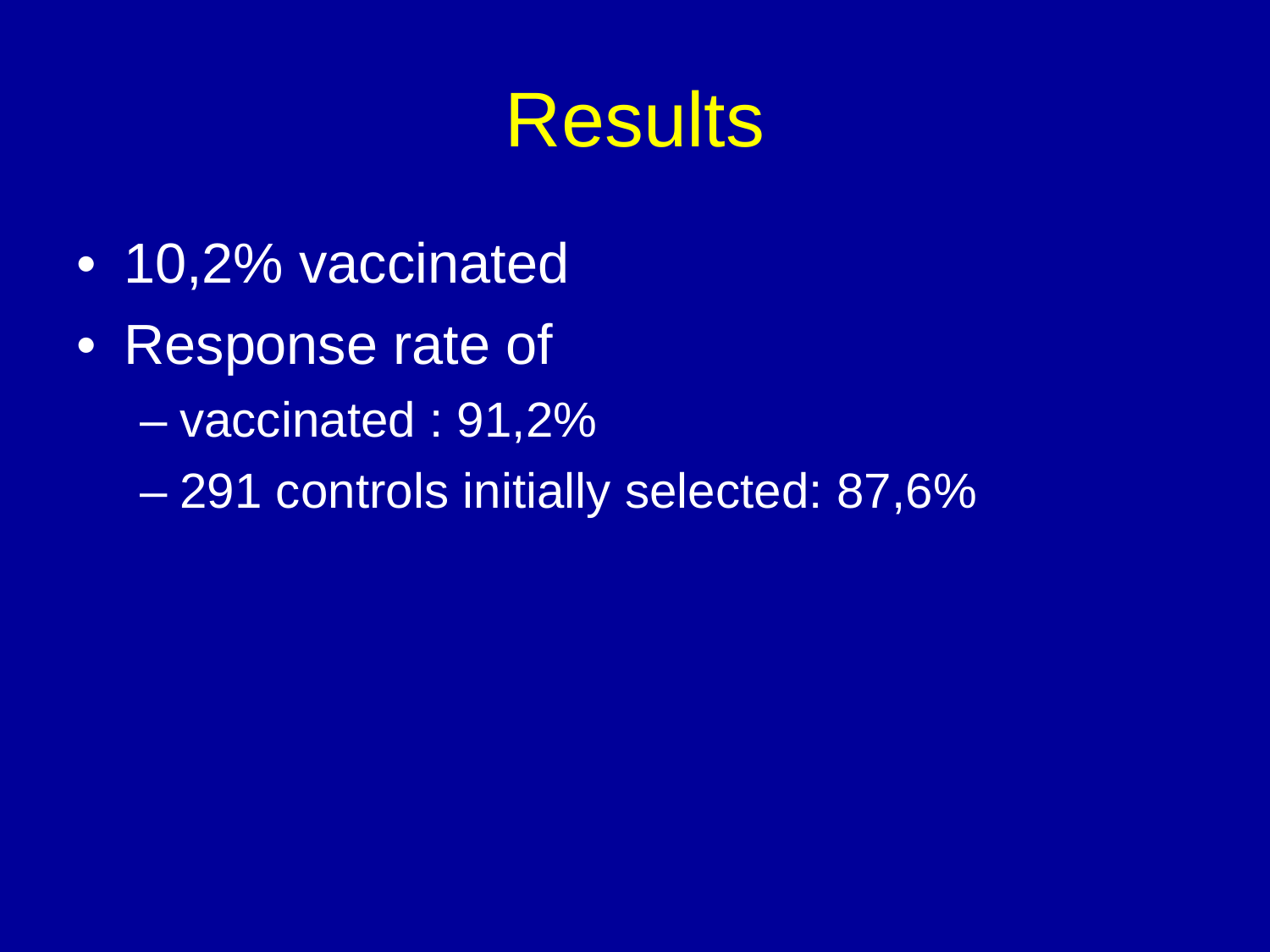# Results

- 10,2% vaccinated
- Response rate of
  - vaccinated : 91,2%
  - 291 controls initially selected: 87,6%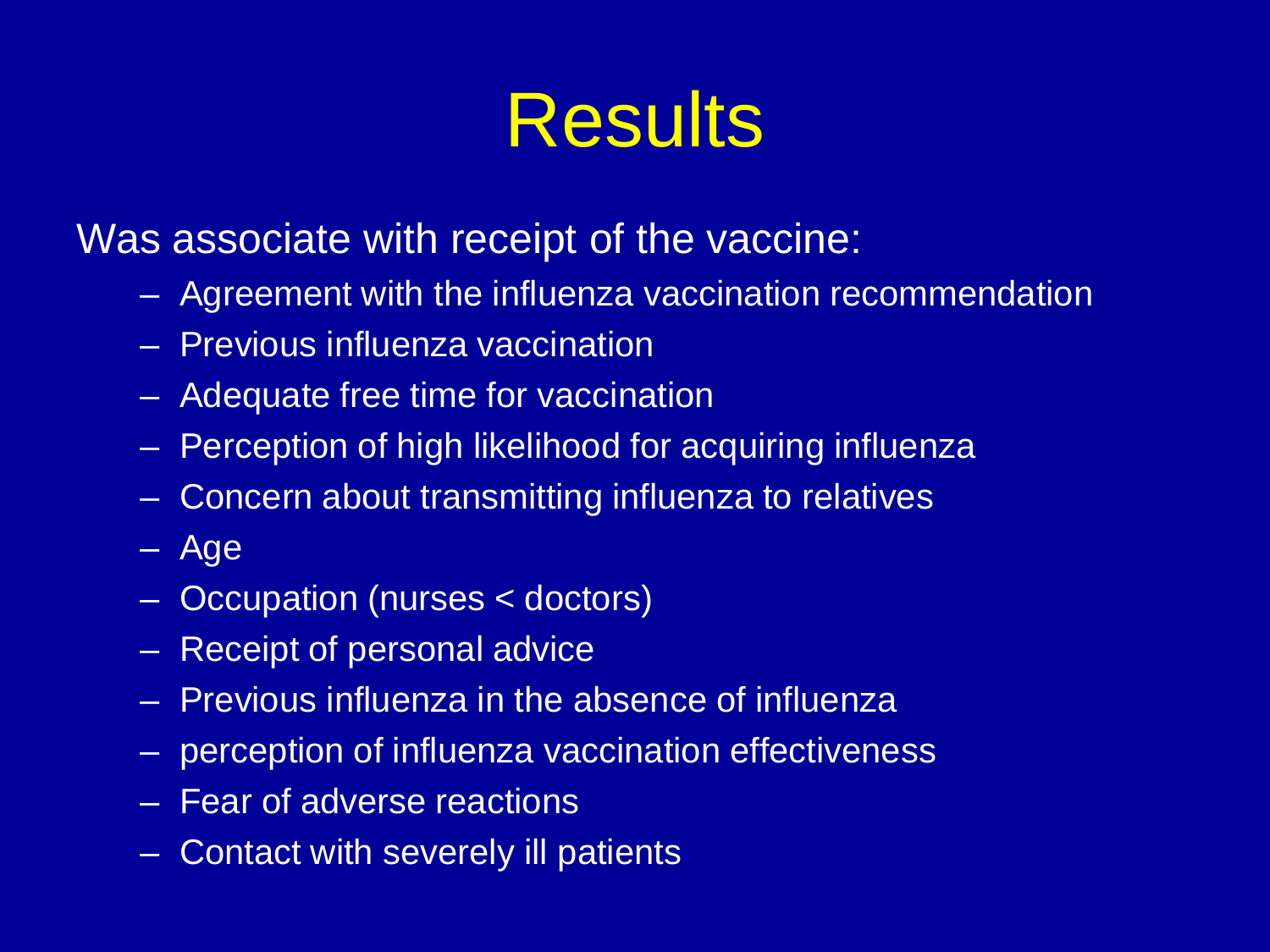# Results

Was associate with receipt of the vaccine:

- Agreement with the influenza vaccination recommendation
- Previous influenza vaccination
- Adequate free time for vaccination
- Perception of high likelihood for acquiring influenza
- Concern about transmitting influenza to relatives
- Age
- Occupation (nurses < doctors)
- Receipt of personal advice
- Previous influenza in the absence of influenza
- perception of influenza vaccination effectiveness
- Fear of adverse reactions
- Contact with severely ill patients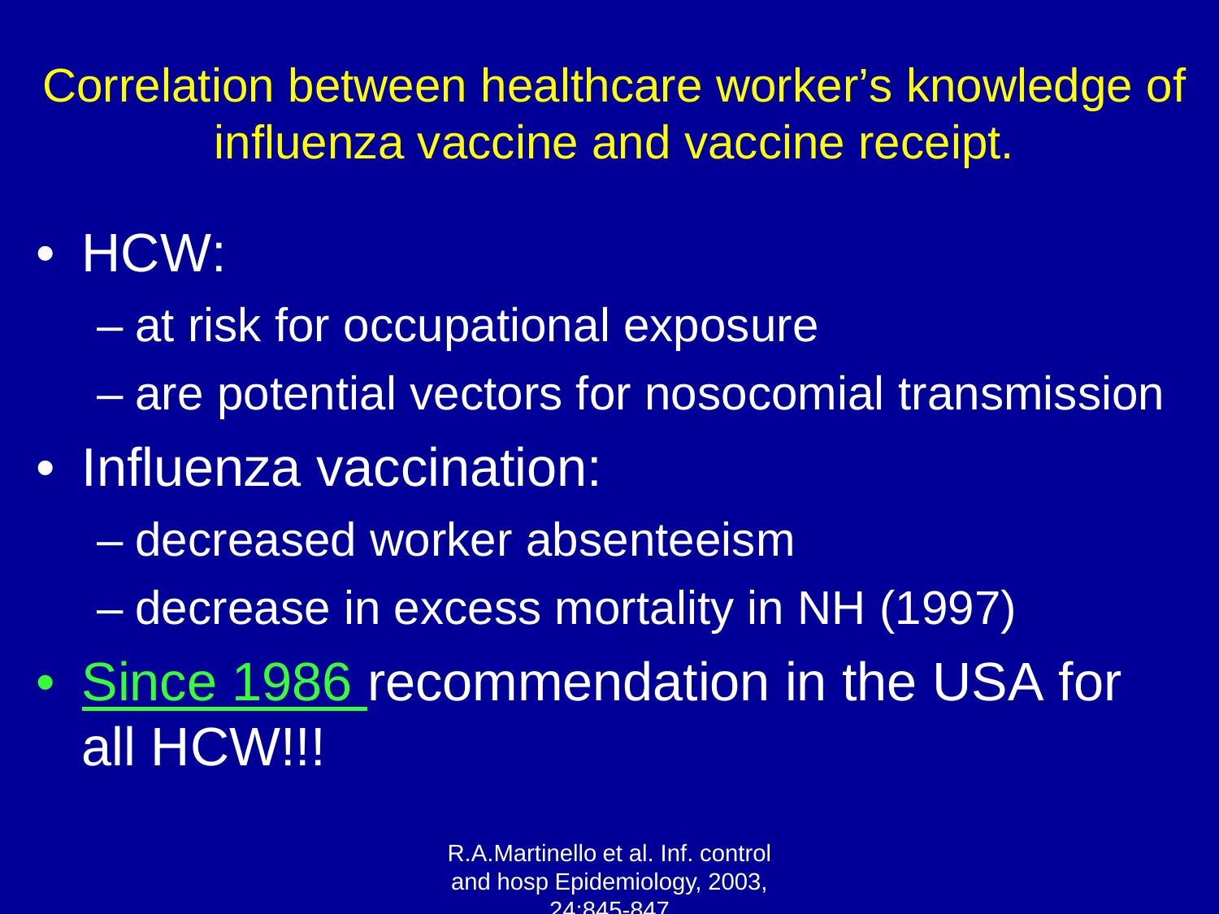# Correlation between healthcare worker's knowledge of influenza vaccine and vaccine receipt.

- HCW:
  - at risk for occupational exposure
  - are potential vectors for nosocomial transmission
- Influenza vaccination:
  - decreased worker absenteeism
  - decrease in excess mortality in NH (1997)
- Since 1986 recommendation in the USA for all HCW!!!

R.A.Martinello et al. Inf. control and hosp Epidemiology, 2003, 24:845-847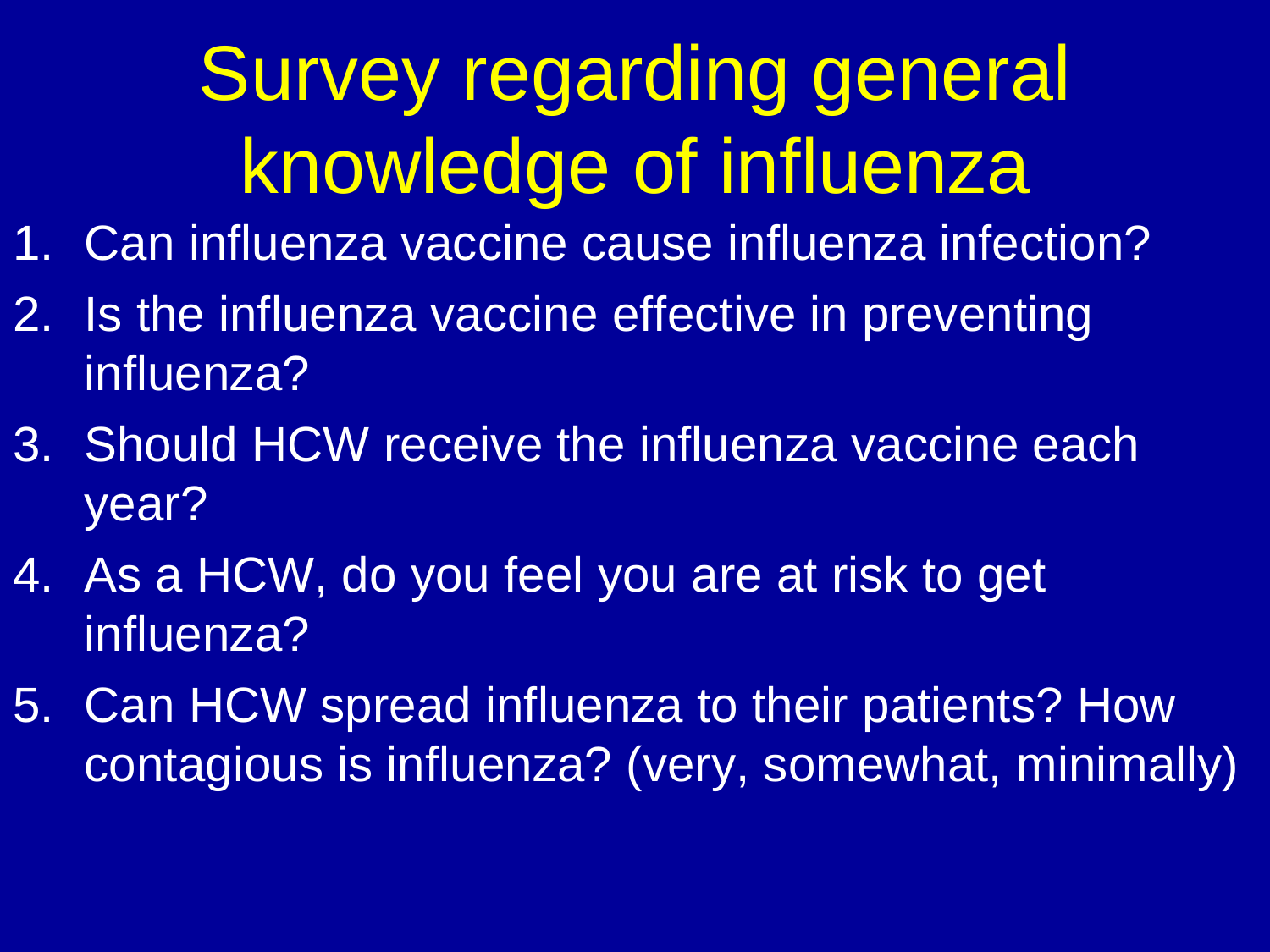# Survey regarding general knowledge of influenza

1. Can influenza vaccine cause influenza infection?
2. Is the influenza vaccine effective in preventing influenza?
3. Should HCW receive the influenza vaccine each year?
4. As a HCW, do you feel you are at risk to get influenza?
5. Can HCW spread influenza to their patients? How contagious is influenza? (very, somewhat, minimally)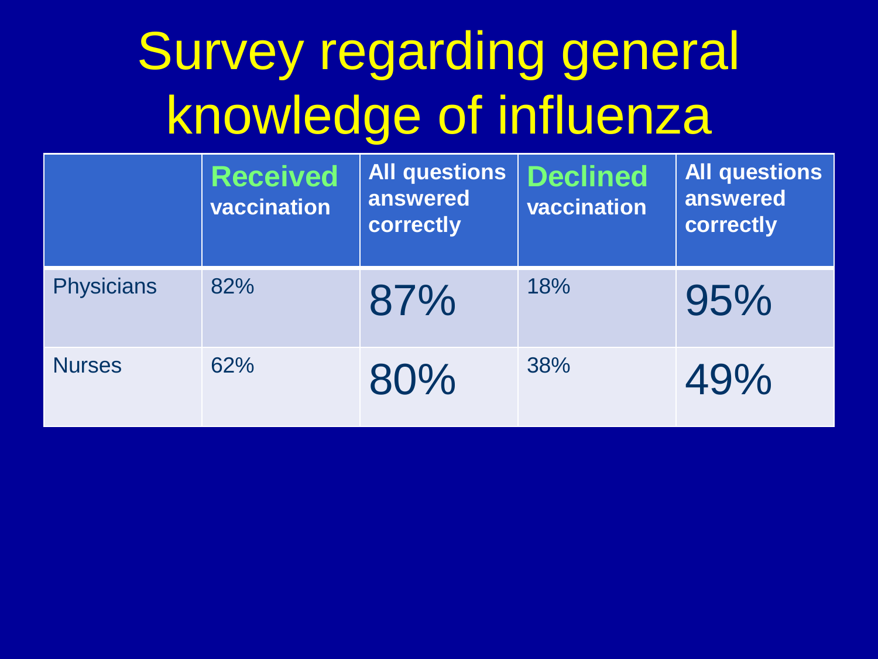# Survey regarding general knowledge of influenza

| | **Received** vaccination | All questions answered correctly | **Declined** vaccination | All questions answered correctly |
|---|---|---|---|---|
| Physicians | 82% | 87% | 18% | 95% |
| Nurses | 62% | 80% | 38% | 49% |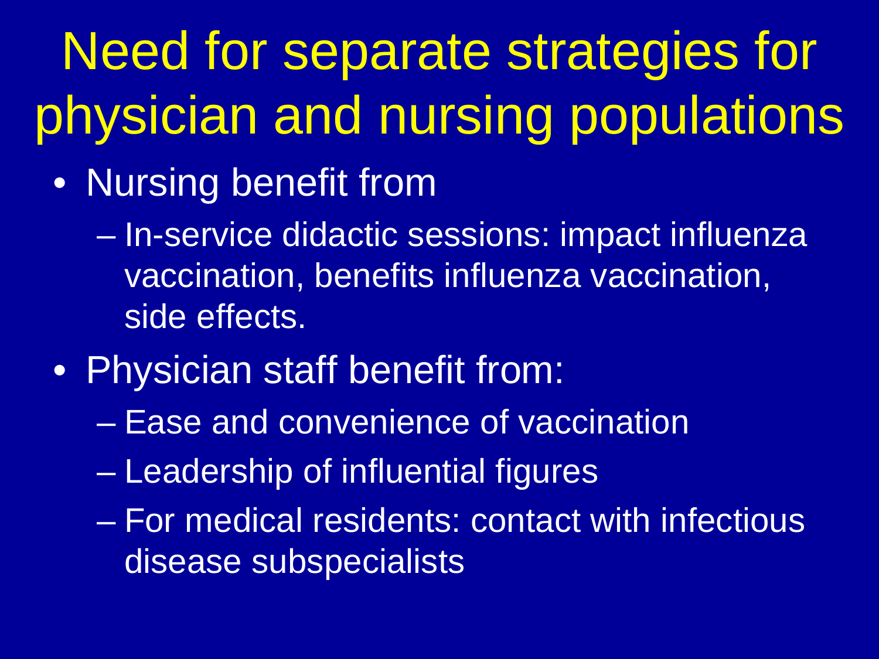# Need for separate strategies for physician and nursing populations

- Nursing benefit from
  - In-service didactic sessions: impact influenza vaccination, benefits influenza vaccination, side effects.
- Physician staff benefit from:
  - Ease and convenience of vaccination
  - Leadership of influential figures
  - For medical residents: contact with infectious disease subspecialists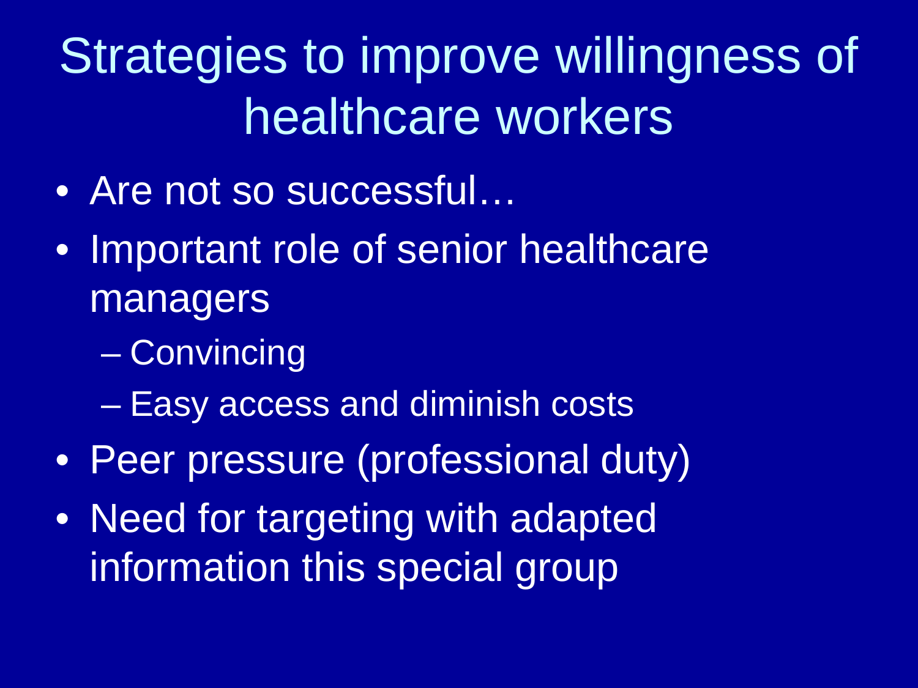# Strategies to improve willingness of healthcare workers

- Are not so successful…
- Important role of senior healthcare managers
  - Convincing
  - Easy access and diminish costs
- Peer pressure (professional duty)
- Need for targeting with adapted information this special group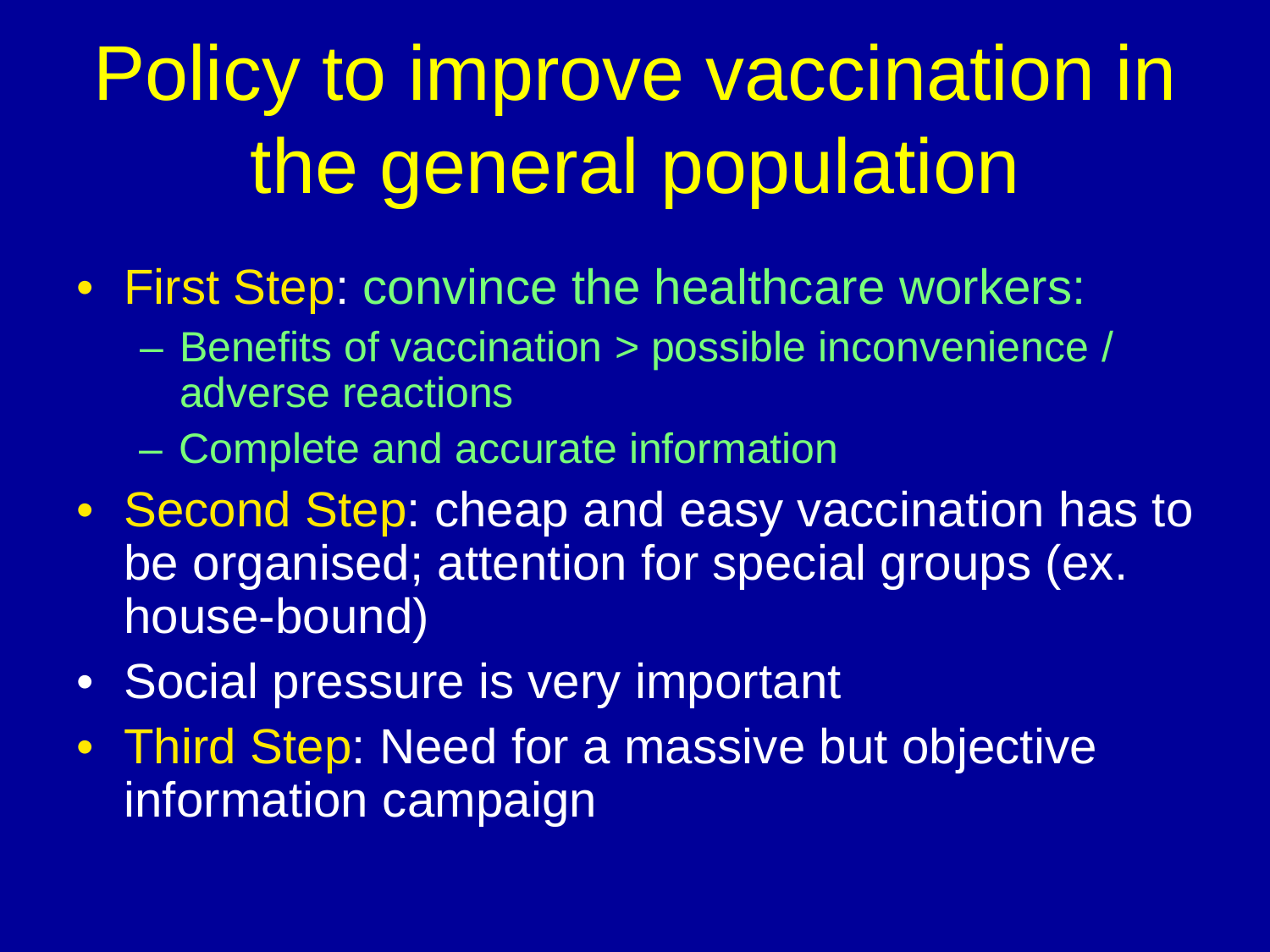# Policy to improve vaccination in the general population

- First Step: convince the healthcare workers:
  - Benefits of vaccination > possible inconvenience / adverse reactions
  - Complete and accurate information
- Second Step: cheap and easy vaccination has to be organised; attention for special groups (ex. house-bound)
- Social pressure is very important
- Third Step: Need for a massive but objective information campaign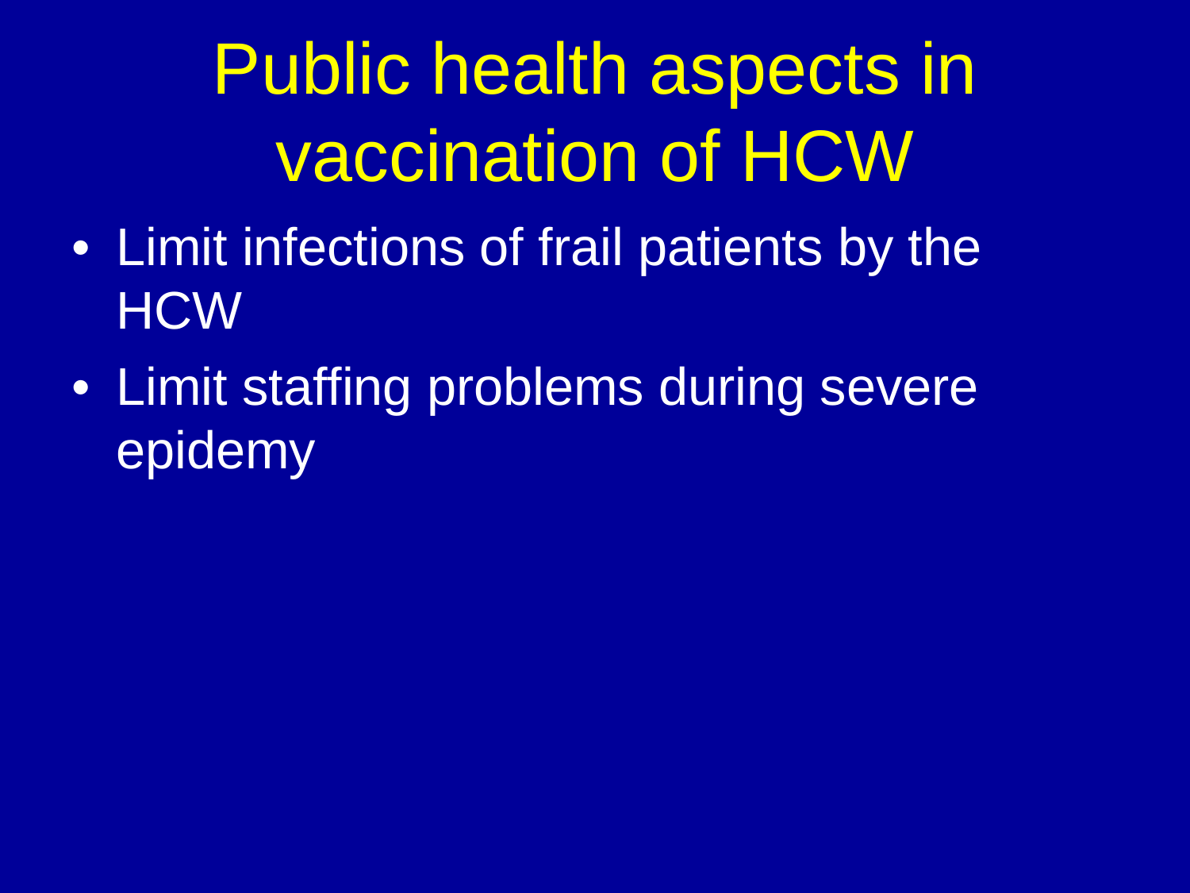# Public health aspects in vaccination of HCW

- Limit infections of frail patients by the HCW
- Limit staffing problems during severe epidemy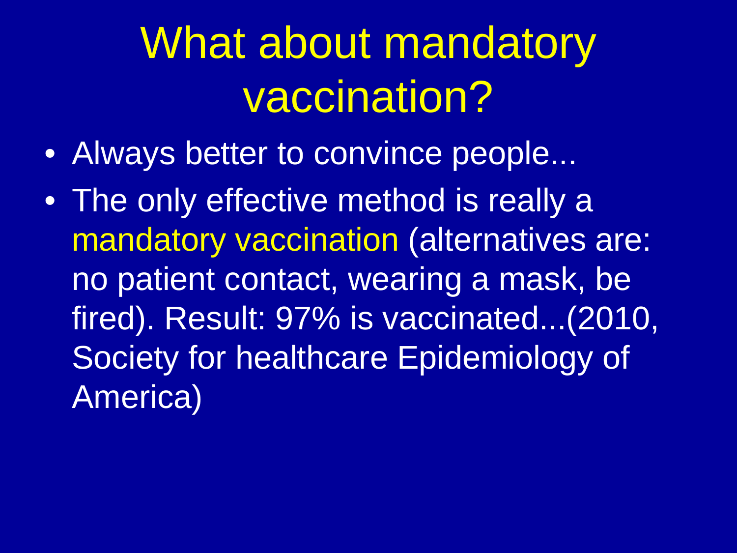# What about mandatory vaccination?

- Always better to convince people...
- The only effective method is really a mandatory vaccination (alternatives are: no patient contact, wearing a mask, be fired). Result: 97% is vaccinated...(2010, Society for healthcare Epidemiology of America)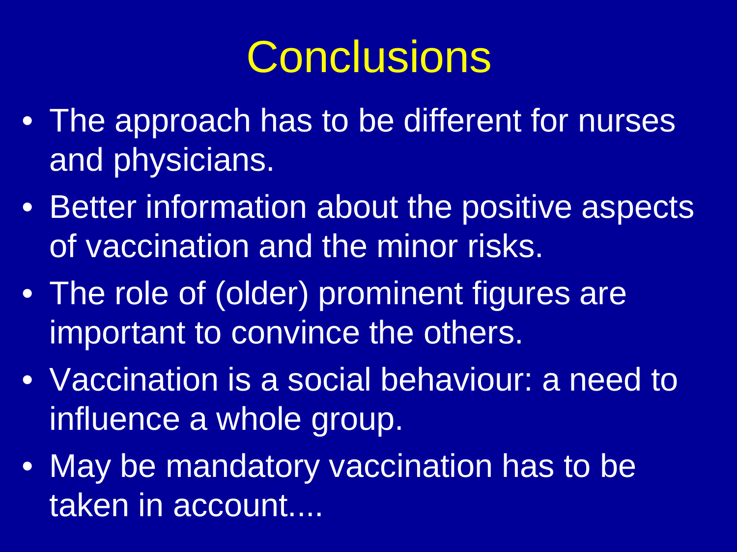# Conclusions

- The approach has to be different for nurses and physicians.
- Better information about the positive aspects of vaccination and the minor risks.
- The role of (older) prominent figures are important to convince the others.
- Vaccination is a social behaviour: a need to influence a whole group.
- May be mandatory vaccination has to be taken in account....